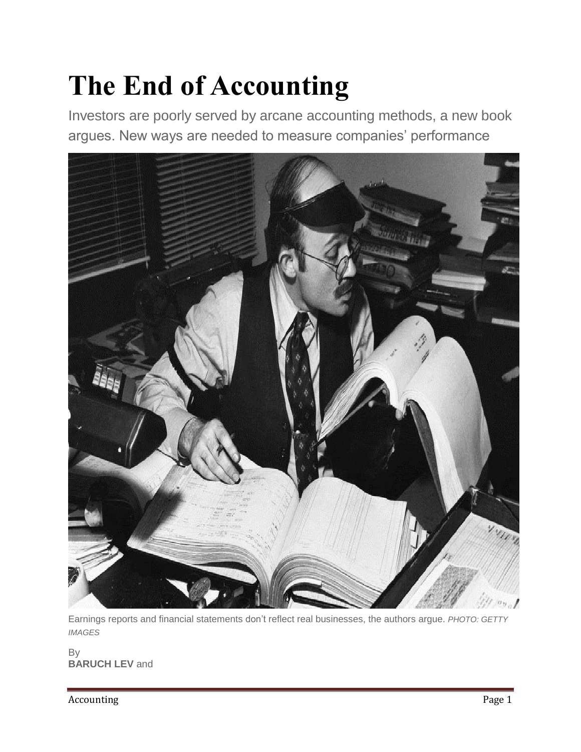# The End of Accounting

Investors are poorly served by arcane accounting methods, a new book argues. New ways are needed to measure companies' performance

Earnings reports and financial statements don't reflect real businesses, the authors argue. *PHOTO: GETTY IMAGES*

By
**BARUCH LEV** and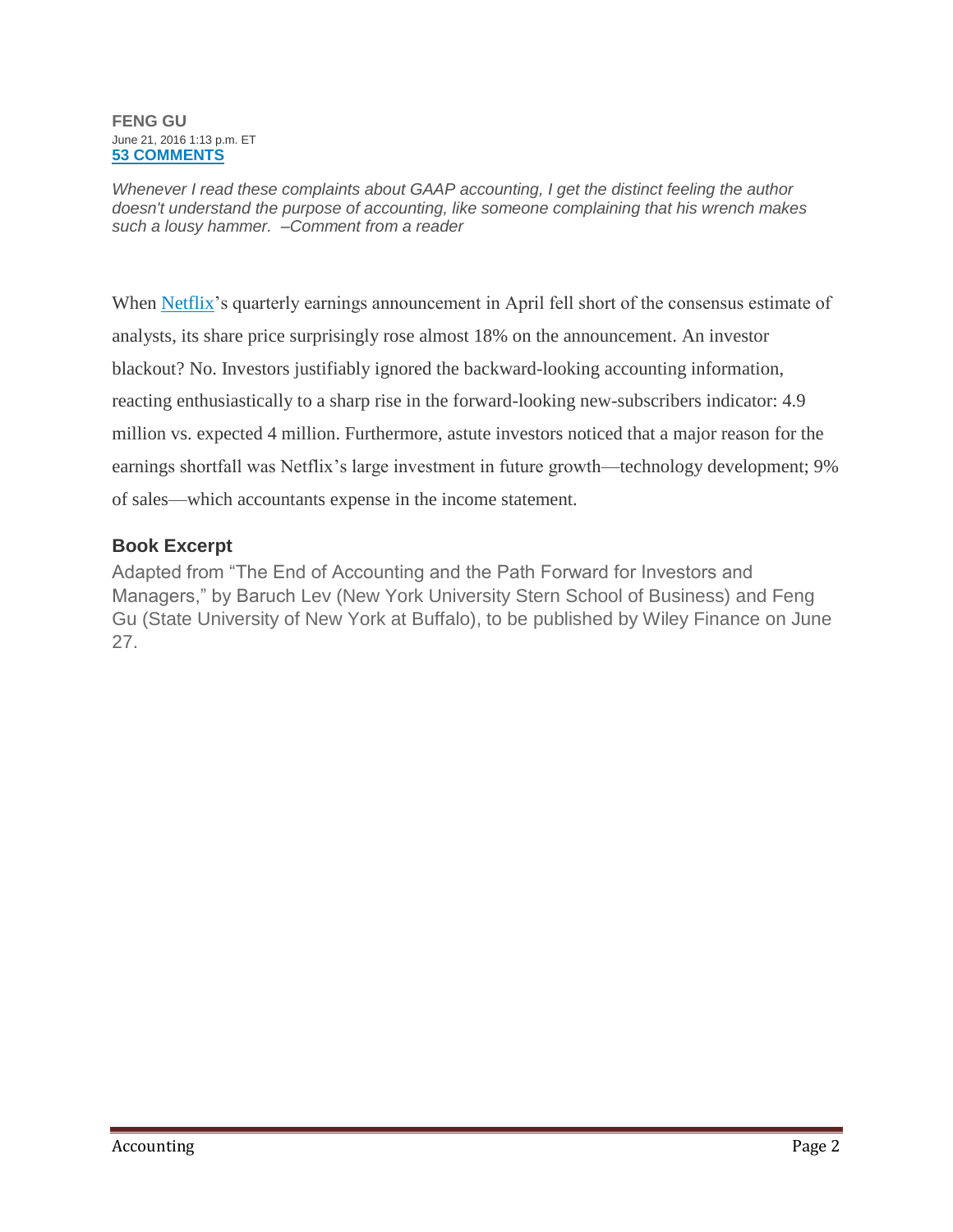**FENG GU**
June 21, 2016 1:13 p.m. ET
**53 COMMENTS**

*Whenever I read these complaints about GAAP accounting, I get the distinct feeling the author doesn't understand the purpose of accounting, like someone complaining that his wrench makes such a lousy hammer. –Comment from a reader*

When Netflix's quarterly earnings announcement in April fell short of the consensus estimate of analysts, its share price surprisingly rose almost 18% on the announcement. An investor blackout? No. Investors justifiably ignored the backward-looking accounting information, reacting enthusiastically to a sharp rise in the forward-looking new-subscribers indicator: 4.9 million vs. expected 4 million. Furthermore, astute investors noticed that a major reason for the earnings shortfall was Netflix's large investment in future growth—technology development; 9% of sales—which accountants expense in the income statement.

## Book Excerpt

Adapted from "The End of Accounting and the Path Forward for Investors and Managers," by Baruch Lev (New York University Stern School of Business) and Feng Gu (State University of New York at Buffalo), to be published by Wiley Finance on June 27.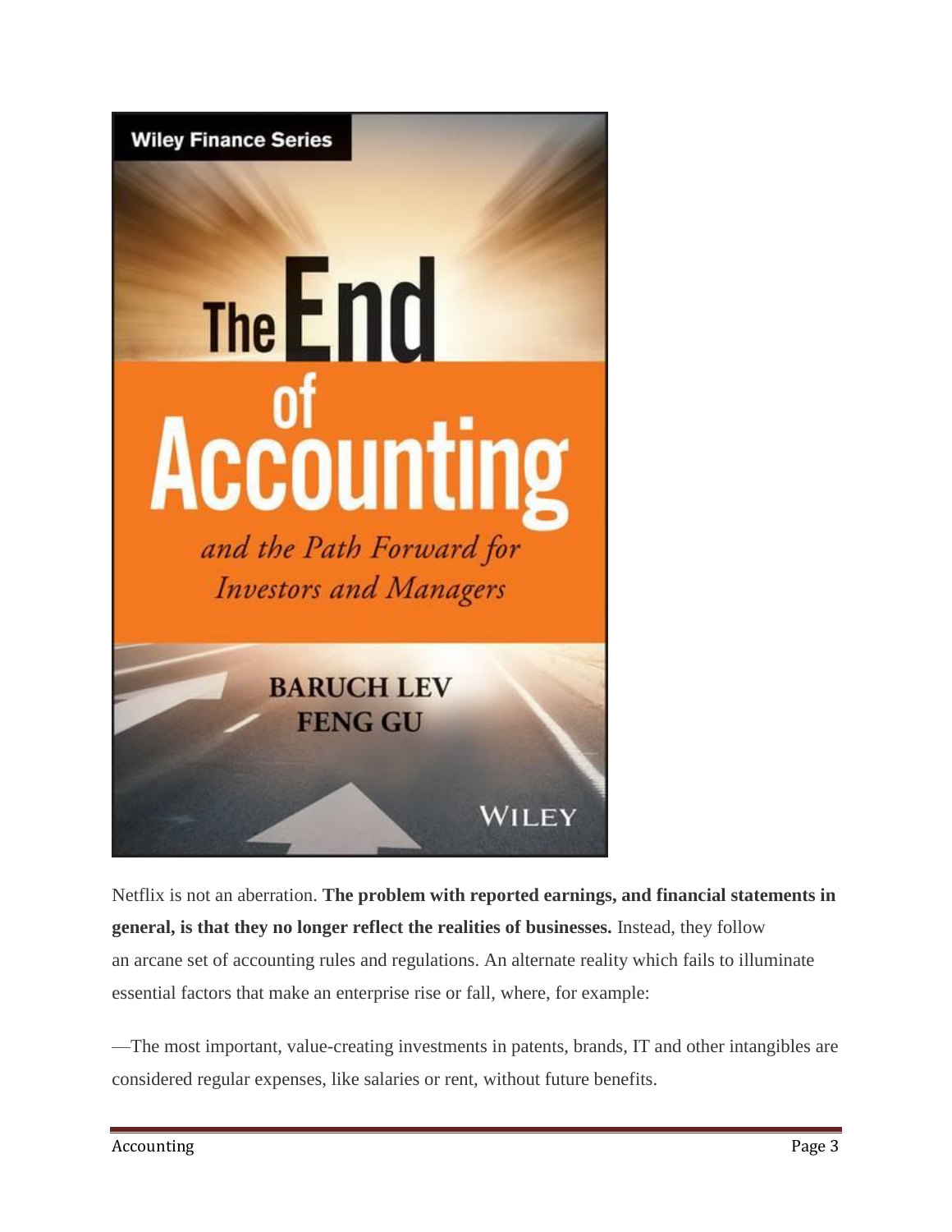Netflix is not an aberration. **The problem with reported earnings, and financial statements in general, is that they no longer reflect the realities of businesses.** Instead, they follow an arcane set of accounting rules and regulations. An alternate reality which fails to illuminate essential factors that make an enterprise rise or fall, where, for example:

—The most important, value-creating investments in patents, brands, IT and other intangibles are considered regular expenses, like salaries or rent, without future benefits.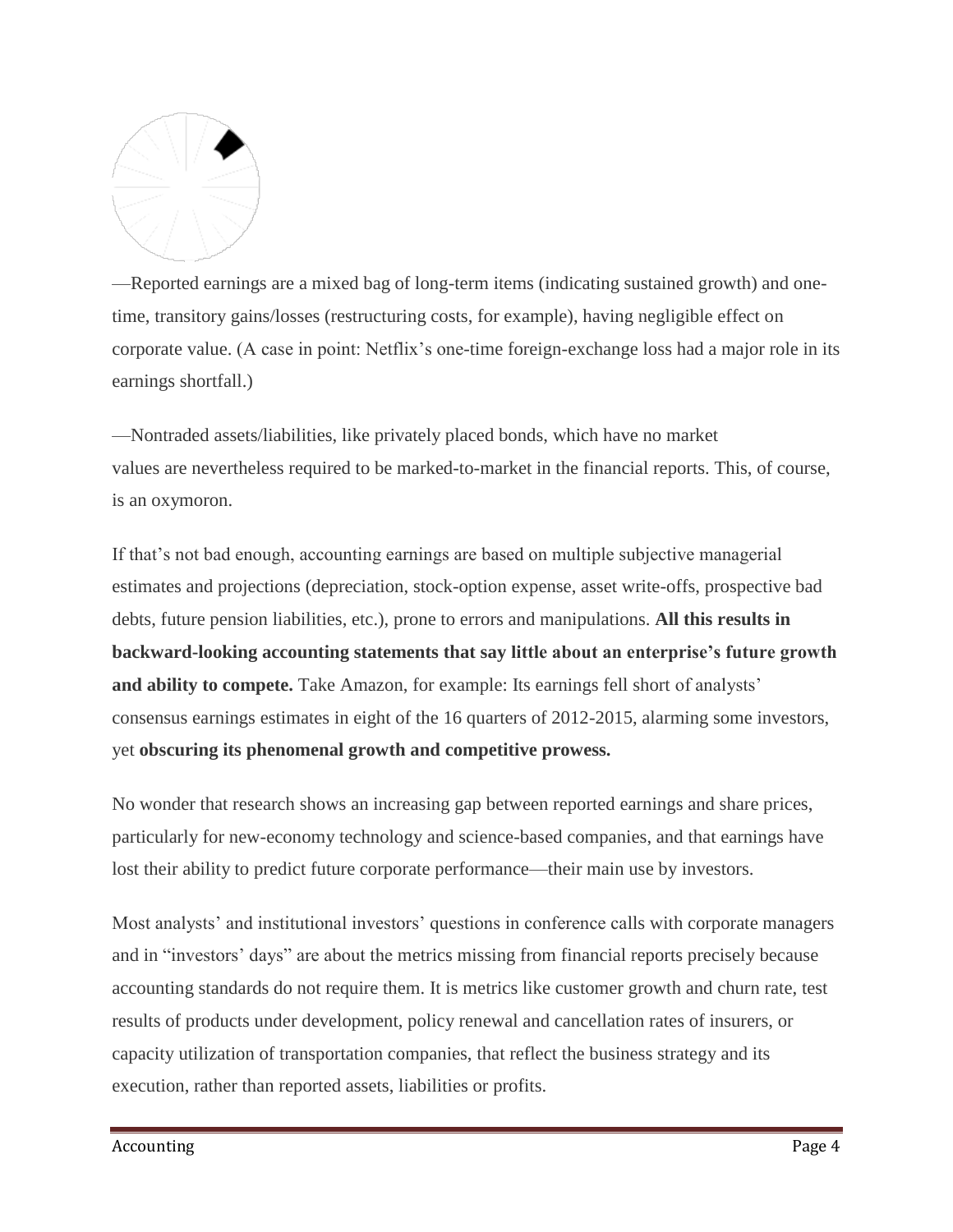—Reported earnings are a mixed bag of long-term items (indicating sustained growth) and one-time, transitory gains/losses (restructuring costs, for example), having negligible effect on corporate value. (A case in point: Netflix's one-time foreign-exchange loss had a major role in its earnings shortfall.)

—Nontraded assets/liabilities, like privately placed bonds, which have no market values are nevertheless required to be marked-to-market in the financial reports. This, of course, is an oxymoron.

If that's not bad enough, accounting earnings are based on multiple subjective managerial estimates and projections (depreciation, stock-option expense, asset write-offs, prospective bad debts, future pension liabilities, etc.), prone to errors and manipulations. **All this results in backward-looking accounting statements that say little about an enterprise's future growth and ability to compete.** Take Amazon, for example: Its earnings fell short of analysts' consensus earnings estimates in eight of the 16 quarters of 2012-2015, alarming some investors, yet **obscuring its phenomenal growth and competitive prowess.**

No wonder that research shows an increasing gap between reported earnings and share prices, particularly for new-economy technology and science-based companies, and that earnings have lost their ability to predict future corporate performance—their main use by investors.

Most analysts' and institutional investors' questions in conference calls with corporate managers and in "investors' days" are about the metrics missing from financial reports precisely because accounting standards do not require them. It is metrics like customer growth and churn rate, test results of products under development, policy renewal and cancellation rates of insurers, or capacity utilization of transportation companies, that reflect the business strategy and its execution, rather than reported assets, liabilities or profits.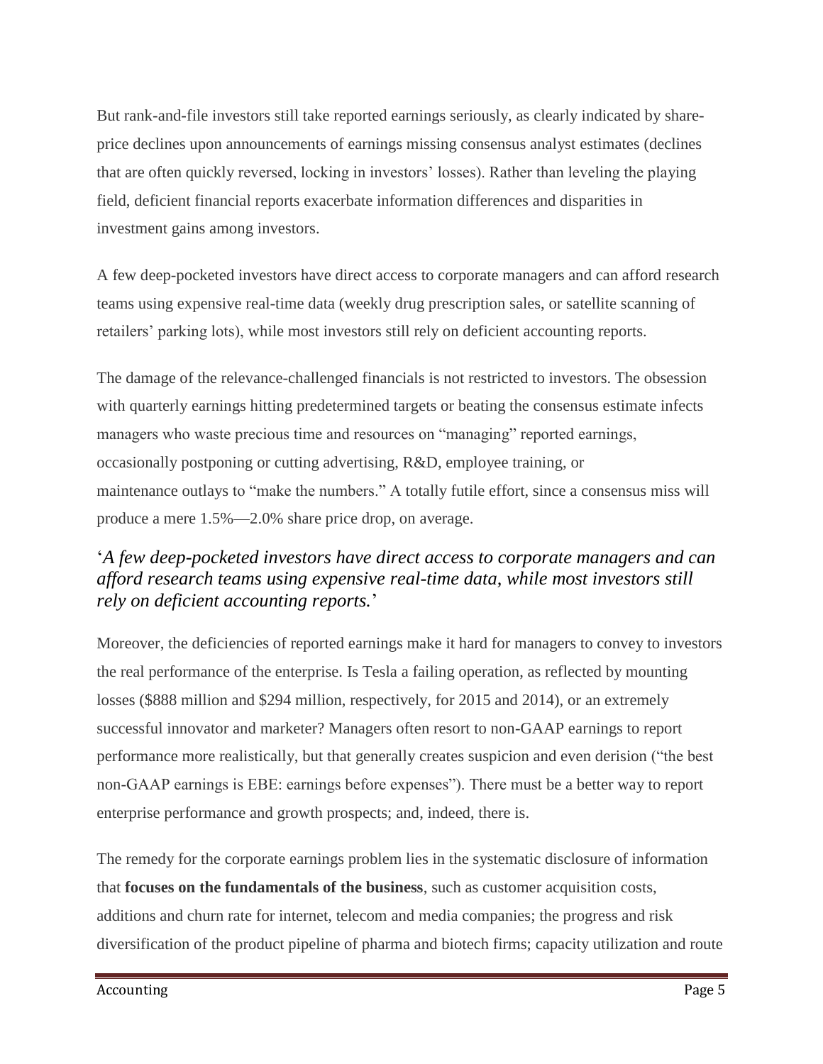But rank-and-file investors still take reported earnings seriously, as clearly indicated by share-price declines upon announcements of earnings missing consensus analyst estimates (declines that are often quickly reversed, locking in investors' losses). Rather than leveling the playing field, deficient financial reports exacerbate information differences and disparities in investment gains among investors.

A few deep-pocketed investors have direct access to corporate managers and can afford research teams using expensive real-time data (weekly drug prescription sales, or satellite scanning of retailers' parking lots), while most investors still rely on deficient accounting reports.

The damage of the relevance-challenged financials is not restricted to investors. The obsession with quarterly earnings hitting predetermined targets or beating the consensus estimate infects managers who waste precious time and resources on "managing" reported earnings, occasionally postponing or cutting advertising, R&D, employee training, or maintenance outlays to "make the numbers." A totally futile effort, since a consensus miss will produce a mere 1.5%—2.0% share price drop, on average.

'*A few deep-pocketed investors have direct access to corporate managers and can afford research teams using expensive real-time data, while most investors still rely on deficient accounting reports.*'

Moreover, the deficiencies of reported earnings make it hard for managers to convey to investors the real performance of the enterprise. Is Tesla a failing operation, as reflected by mounting losses ($888 million and $294 million, respectively, for 2015 and 2014), or an extremely successful innovator and marketer? Managers often resort to non-GAAP earnings to report performance more realistically, but that generally creates suspicion and even derision ("the best non-GAAP earnings is EBE: earnings before expenses"). There must be a better way to report enterprise performance and growth prospects; and, indeed, there is.

The remedy for the corporate earnings problem lies in the systematic disclosure of information that **focuses on the fundamentals of the business**, such as customer acquisition costs, additions and churn rate for internet, telecom and media companies; the progress and risk diversification of the product pipeline of pharma and biotech firms; capacity utilization and route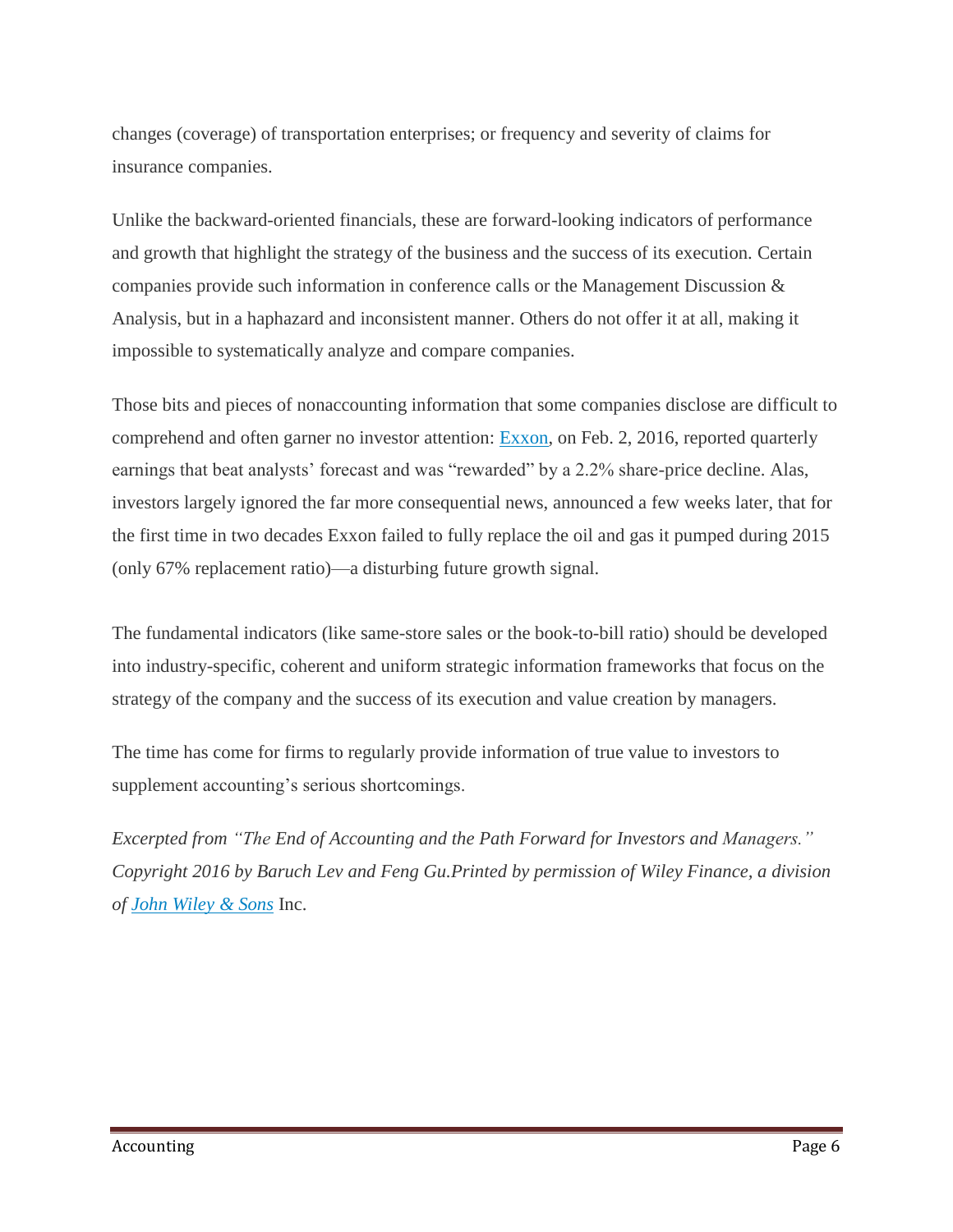changes (coverage) of transportation enterprises; or frequency and severity of claims for insurance companies.

Unlike the backward-oriented financials, these are forward-looking indicators of performance and growth that highlight the strategy of the business and the success of its execution. Certain companies provide such information in conference calls or the Management Discussion & Analysis, but in a haphazard and inconsistent manner. Others do not offer it at all, making it impossible to systematically analyze and compare companies.

Those bits and pieces of nonaccounting information that some companies disclose are difficult to comprehend and often garner no investor attention: Exxon, on Feb. 2, 2016, reported quarterly earnings that beat analysts' forecast and was "rewarded" by a 2.2% share-price decline. Alas, investors largely ignored the far more consequential news, announced a few weeks later, that for the first time in two decades Exxon failed to fully replace the oil and gas it pumped during 2015 (only 67% replacement ratio)—a disturbing future growth signal.

The fundamental indicators (like same-store sales or the book-to-bill ratio) should be developed into industry-specific, coherent and uniform strategic information frameworks that focus on the strategy of the company and the success of its execution and value creation by managers.

The time has come for firms to regularly provide information of true value to investors to supplement accounting's serious shortcomings.

*Excerpted from "The End of Accounting and the Path Forward for Investors and Managers." Copyright 2016 by Baruch Lev and Feng Gu.Printed by permission of Wiley Finance, a division of John Wiley & Sons* Inc.